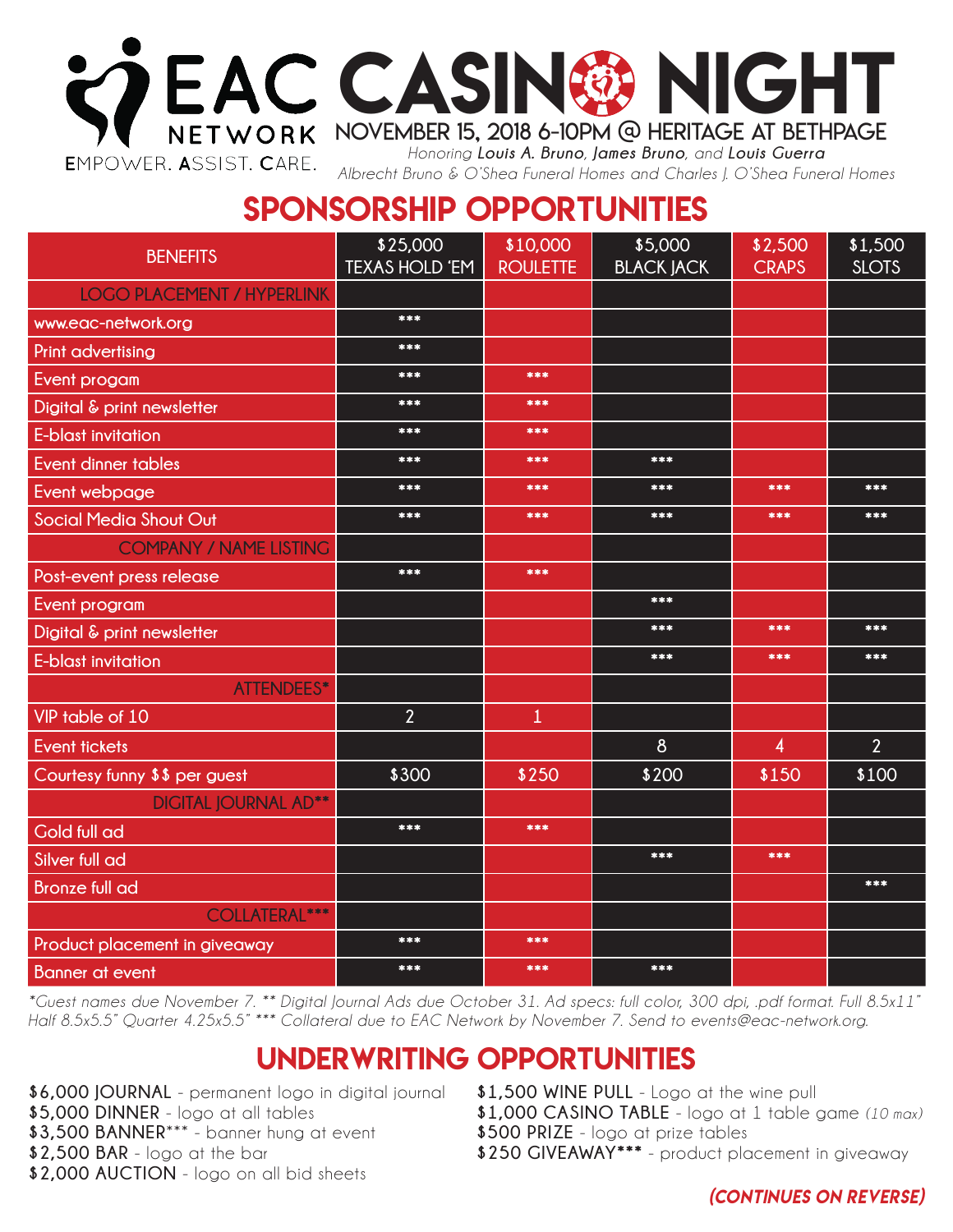# EAC NETWORK — EMPOWER. ASSIST. CARE.

# EAC CASINO NIGHT

**NOVEMBER 15, 2018 6-10PM @ HERITAGE AT BETHPAGE**

*Honoring **Louis A. Bruno**, **James Bruno**, and **Louis Guerra***
*Albrecht Bruno & O'Shea Funeral Homes and Charles J. O'Shea Funeral Homes*

## SPONSORSHIP OPPORTUNITIES

| BENEFITS | $25,000 TEXAS HOLD 'EM | $10,000 ROULETTE | $5,000 BLACK JACK | $2,500 CRAPS | $1,500 SLOTS |
|---|---|---|---|---|---|
| **LOGO PLACEMENT / HYPERLINK** | | | | | |
| www.eac-network.org | *** | | | | |
| Print advertising | *** | | | | |
| Event progam | *** | *** | | | |
| Digital & print newsletter | *** | *** | | | |
| E-blast invitation | *** | *** | | | |
| Event dinner tables | *** | *** | *** | | |
| Event webpage | *** | *** | *** | *** | *** |
| Social Media Shout Out | *** | *** | *** | *** | *** |
| **COMPANY / NAME LISTING** | | | | | |
| Post-event press release | *** | *** | | | |
| Event program | | | *** | | |
| Digital & print newsletter | | | *** | *** | *** |
| E-blast invitation | | | *** | *** | *** |
| **ATTENDEES*** | | | | | |
| VIP table of 10 | 2 | 1 | | | |
| Event tickets | | | 8 | 4 | 2 |
| Courtesy funny $$ per guest | $300 | $250 | $200 | $150 | $100 |
| **DIGITAL JOURNAL AD**** | | | | | |
| Gold full ad | *** | *** | | | |
| Silver full ad | | | *** | *** | |
| Bronze full ad | | | | | *** |
| **COLLATERAL***** | | | | | |
| Product placement in giveaway | *** | *** | | | |
| Banner at event | *** | *** | *** | | |

*\*Guest names due November 7. \*\* Digital Journal Ads due October 31. Ad specs: full color, 300 dpi, .pdf format. Full 8.5x11" Half 8.5x5.5" Quarter 4.25x5.5" \*\*\* Collateral due to EAC Network by November 7. Send to events@eac-network.org.*

## UNDERWRITING OPPORTUNITIES

**$6,000 JOURNAL** - permanent logo in digital journal
**$5,000 DINNER** - logo at all tables
**$3,500 BANNER***** - banner hung at event
**$2,500 BAR** - logo at the bar
**$2,000 AUCTION** - logo on all bid sheets
**$1,500 WINE PULL** - Logo at the wine pull
**$1,000 CASINO TABLE** - logo at 1 table game *(10 max)*
**$500 PRIZE** - logo at prize tables
**$250 GIVEAWAY***** - product placement in giveaway

***(CONTINUES ON REVERSE)***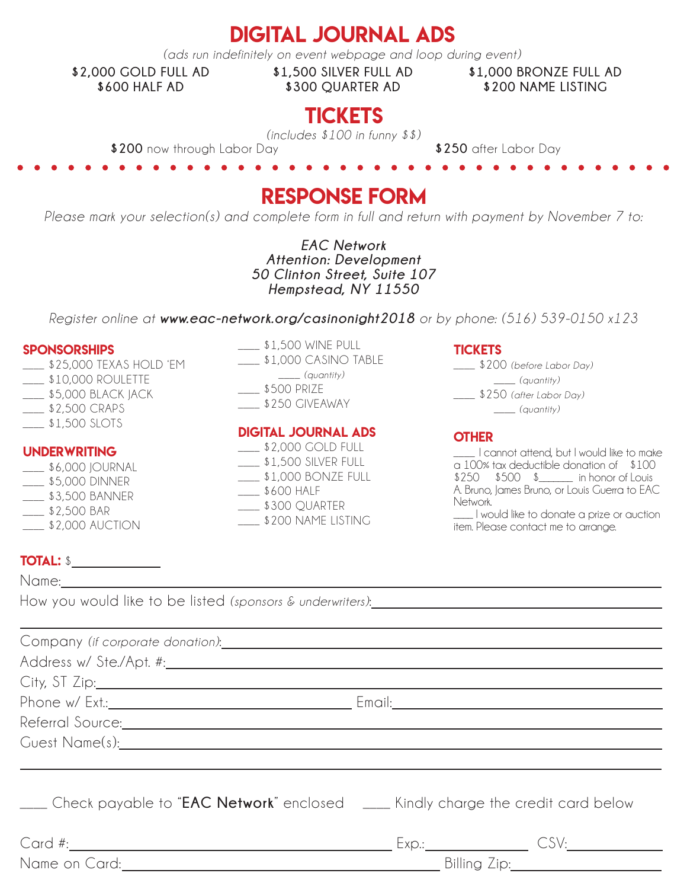# DIGITAL JOURNAL ADS

*(ads run indefinitely on event webpage and loop during event)*

**$2,000 GOLD FULL AD**
**$600 HALF AD**

**$1,500 SILVER FULL AD**
**$300 QUARTER AD**

**$1,000 BRONZE FULL AD**
**$200 NAME LISTING**

# TICKETS

*(includes $100 in funny $$)*

**$200** now through Labor Day

**$250** after Labor Day

# RESPONSE FORM

*Please mark your selection(s) and complete form in full and return with payment by November 7 to:*

***EAC Network***
***Attention: Development***
***50 Clinton Street, Suite 107***
***Hempstead, NY 11550***

*Register online at **www.eac-network.org/casinonight2018** or by phone: (516) 539-0150 x123*

## SPONSORSHIPS

____ $25,000 TEXAS HOLD 'EM
____ $10,000 ROULETTE
____ $5,000 BLACK JACK
____ $2,500 CRAPS
____ $1,500 SLOTS
____ $1,500 WINE PULL
____ $1,000 CASINO TABLE
____ *(quantity)*
____ $500 PRIZE
____ $250 GIVEAWAY

## UNDERWRITING

____ $6,000 JOURNAL
____ $5,000 DINNER
____ $3,500 BANNER
____ $2,500 BAR
____ $2,000 AUCTION

## DIGITAL JOURNAL ADS

____ $2,000 GOLD FULL
____ $1,500 SILVER FULL
____ $1,000 BONZE FULL
____ $600 HALF
____ $300 QUARTER
____ $200 NAME LISTING

## TICKETS

____ $200 *(before Labor Day)*
____ *(quantity)*
____ $250 *(after Labor Day)*
____ *(quantity)*

## OTHER

____ I cannot attend, but I would like to make a 100% tax deductible donation of $100 $250 $500 $______ in honor of Louis A. Bruno, James Bruno, or Louis Guerra to EAC Network.

____ I would like to donate a prize or auction item. Please contact me to arrange.

**TOTAL:** $____________

Name:____________

How you would like to be listed *(sponsors & underwriters)*:____________

Company *(if corporate donation)*:____________

Address w/ Ste./Apt. #:____________

City, ST Zip:____________

Phone w/ Ext.:____________ Email:____________

Referral Source:____________

Guest Name(s):____________

____ Check payable to "**EAC Network**" enclosed ____ Kindly charge the credit card below

Card #:____________ Exp.:____________ CSV:____________

Name on Card:____________ Billing Zip:____________